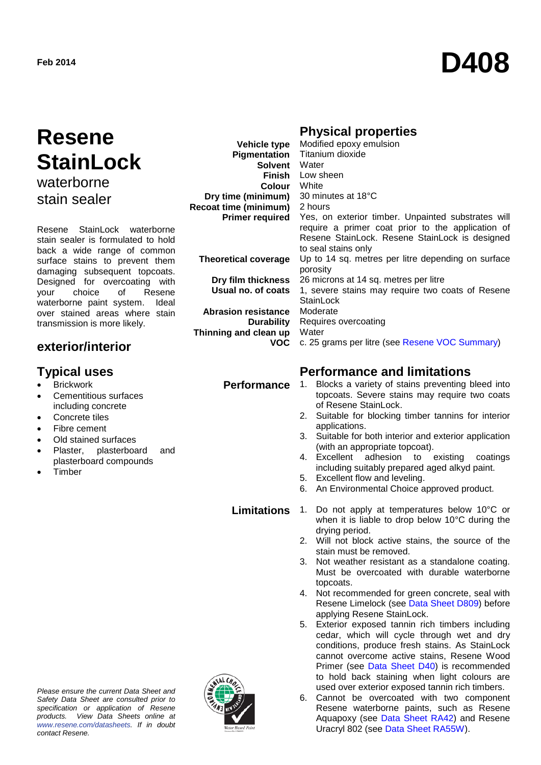Feb 2014

# D408

# Resene StainLock

## waterborne stain sealer

Resene StainLock waterborne stain sealer is formulated to hold back a wide range of common surface stains to prevent them damaging subsequent topcoats. Designed for overcoating with your choice of Resene waterborne paint system. Ideal over stained areas where stain transmission is more likely.

## exterior/interior

## Typical uses

- Brickwork
- Cementitious surfaces including concrete
- Concrete tiles
- Fibre cement
- Old stained surfaces
- Plaster, plasterboard and plasterboard compounds
- Timber

## Physical properties

| | |
|---|---|
| **Vehicle type** | Modified epoxy emulsion |
| **Pigmentation** | Titanium dioxide |
| **Solvent** | Water |
| **Finish** | Low sheen |
| **Colour** | White |
| **Dry time (minimum)** | 30 minutes at 18°C |
| **Recoat time (minimum)** | 2 hours |
| **Primer required** | Yes, on exterior timber. Unpainted substrates will require a primer coat prior to the application of Resene StainLock. Resene StainLock is designed to seal stains only |
| **Theoretical coverage** | Up to 14 sq. metres per litre depending on surface porosity |
| **Dry film thickness** | 26 microns at 14 sq. metres per litre |
| **Usual no. of coats** | 1, severe stains may require two coats of Resene StainLock |
| **Abrasion resistance** | Moderate |
| **Durability** | Requires overcoating |
| **Thinning and clean up** | Water |
| **VOC** | c. 25 grams per litre (see Resene VOC Summary) |

## Performance and limitations

### Performance

1. Blocks a variety of stains preventing bleed into topcoats. Severe stains may require two coats of Resene StainLock.
2. Suitable for blocking timber tannins for interior applications.
3. Suitable for both interior and exterior application (with an appropriate topcoat).
4. Excellent adhesion to existing coatings including suitably prepared aged alkyd paint.
5. Excellent flow and leveling.
6. An Environmental Choice approved product.

### Limitations

1. Do not apply at temperatures below 10°C or when it is liable to drop below 10°C during the drying period.
2. Will not block active stains, the source of the stain must be removed.
3. Not weather resistant as a standalone coating. Must be overcoated with durable waterborne topcoats.
4. Not recommended for green concrete, seal with Resene Limelock (see Data Sheet D809) before applying Resene StainLock.
5. Exterior exposed tannin rich timbers including cedar, which will cycle through wet and dry conditions, produce fresh stains. As StainLock cannot overcome active stains, Resene Wood Primer (see Data Sheet D40) is recommended to hold back staining when light colours are used over exterior exposed tannin rich timbers.
6. Cannot be overcoated with two component Resene waterborne paints, such as Resene Aquapoxy (see Data Sheet RA42) and Resene Uracryl 802 (see Data Sheet RA55W).

*Please ensure the current Data Sheet and Safety Data Sheet are consulted prior to specification or application of Resene products. View Data Sheets online at www.resene.com/datasheets. If in doubt contact Resene.*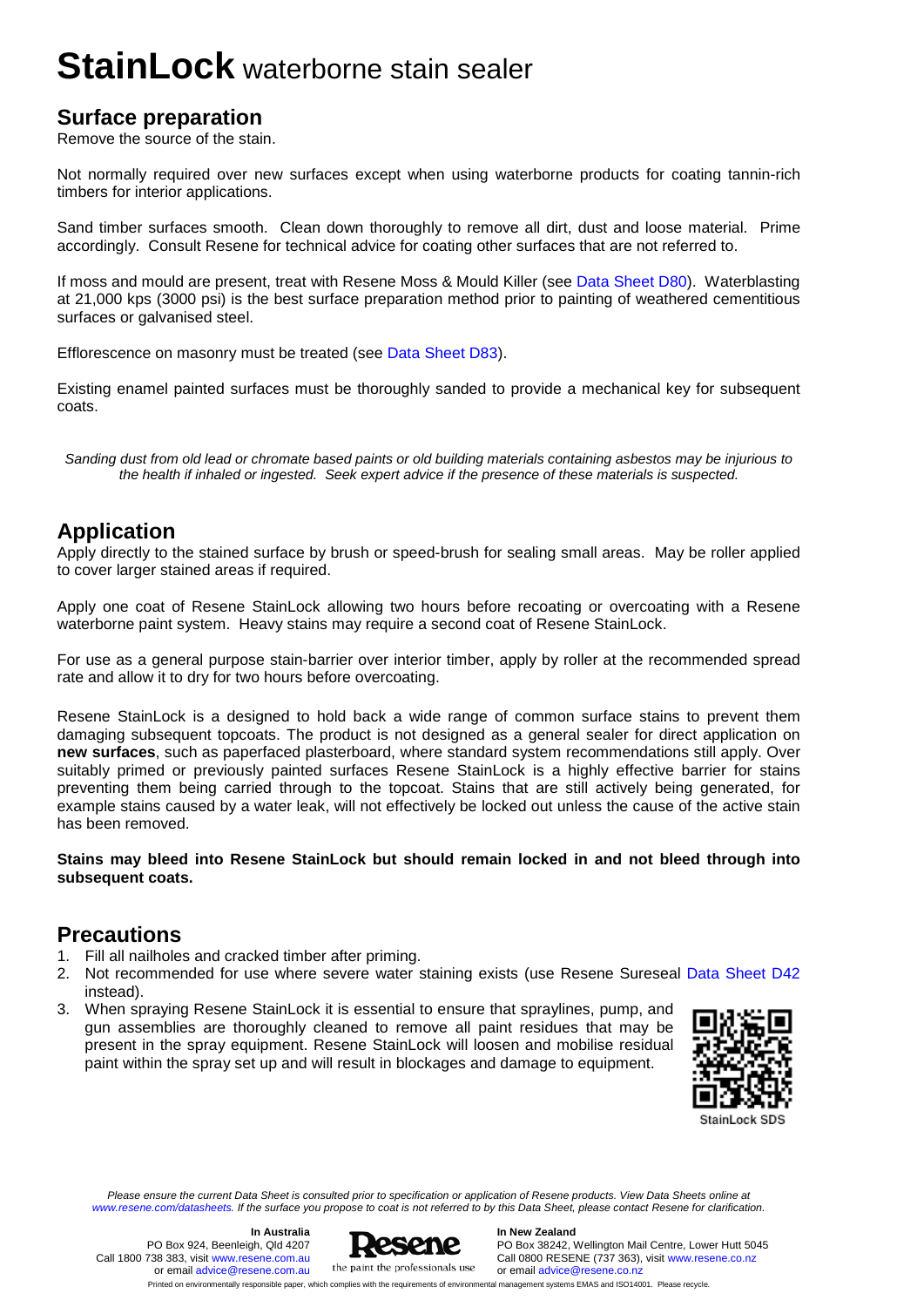# **StainLock** waterborne stain sealer

## Surface preparation

Remove the source of the stain.

Not normally required over new surfaces except when using waterborne products for coating tannin-rich timbers for interior applications.

Sand timber surfaces smooth. Clean down thoroughly to remove all dirt, dust and loose material. Prime accordingly. Consult Resene for technical advice for coating other surfaces that are not referred to.

If moss and mould are present, treat with Resene Moss & Mould Killer (see Data Sheet D80). Waterblasting at 21,000 kps (3000 psi) is the best surface preparation method prior to painting of weathered cementitious surfaces or galvanised steel.

Efflorescence on masonry must be treated (see Data Sheet D83).

Existing enamel painted surfaces must be thoroughly sanded to provide a mechanical key for subsequent coats.

*Sanding dust from old lead or chromate based paints or old building materials containing asbestos may be injurious to the health if inhaled or ingested. Seek expert advice if the presence of these materials is suspected.*

## Application

Apply directly to the stained surface by brush or speed-brush for sealing small areas. May be roller applied to cover larger stained areas if required.

Apply one coat of Resene StainLock allowing two hours before recoating or overcoating with a Resene waterborne paint system. Heavy stains may require a second coat of Resene StainLock.

For use as a general purpose stain-barrier over interior timber, apply by roller at the recommended spread rate and allow it to dry for two hours before overcoating.

Resene StainLock is a designed to hold back a wide range of common surface stains to prevent them damaging subsequent topcoats. The product is not designed as a general sealer for direct application on **new surfaces**, such as paperfaced plasterboard, where standard system recommendations still apply. Over suitably primed or previously painted surfaces Resene StainLock is a highly effective barrier for stains preventing them being carried through to the topcoat. Stains that are still actively being generated, for example stains caused by a water leak, will not effectively be locked out unless the cause of the active stain has been removed.

**Stains may bleed into Resene StainLock but should remain locked in and not bleed through into subsequent coats.**

## Precautions

1. Fill all nailholes and cracked timber after priming.
2. Not recommended for use where severe water staining exists (use Resene Sureseal Data Sheet D42 instead).
3. When spraying Resene StainLock it is essential to ensure that spraylines, pump, and gun assemblies are thoroughly cleaned to remove all paint residues that may be present in the spray equipment. Resene StainLock will loosen and mobilise residual paint within the spray set up and will result in blockages and damage to equipment.

StainLock SDS

*Please ensure the current Data Sheet is consulted prior to specification or application of Resene products. View Data Sheets online at www.resene.com/datasheets. If the surface you propose to coat is not referred to by this Data Sheet, please contact Resene for clarification.*

**In Australia**
PO Box 924, Beenleigh, Qld 4207
Call 1800 738 383, visit www.resene.com.au
or email advice@resene.com.au

Resene
the paint the professionals use

**In New Zealand**
PO Box 38242, Wellington Mail Centre, Lower Hutt 5045
Call 0800 RESENE (737 363), visit www.resene.co.nz
or email advice@resene.co.nz

Printed on environmentally responsible paper, which complies with the requirements of environmental management systems EMAS and ISO14001. Please recycle.